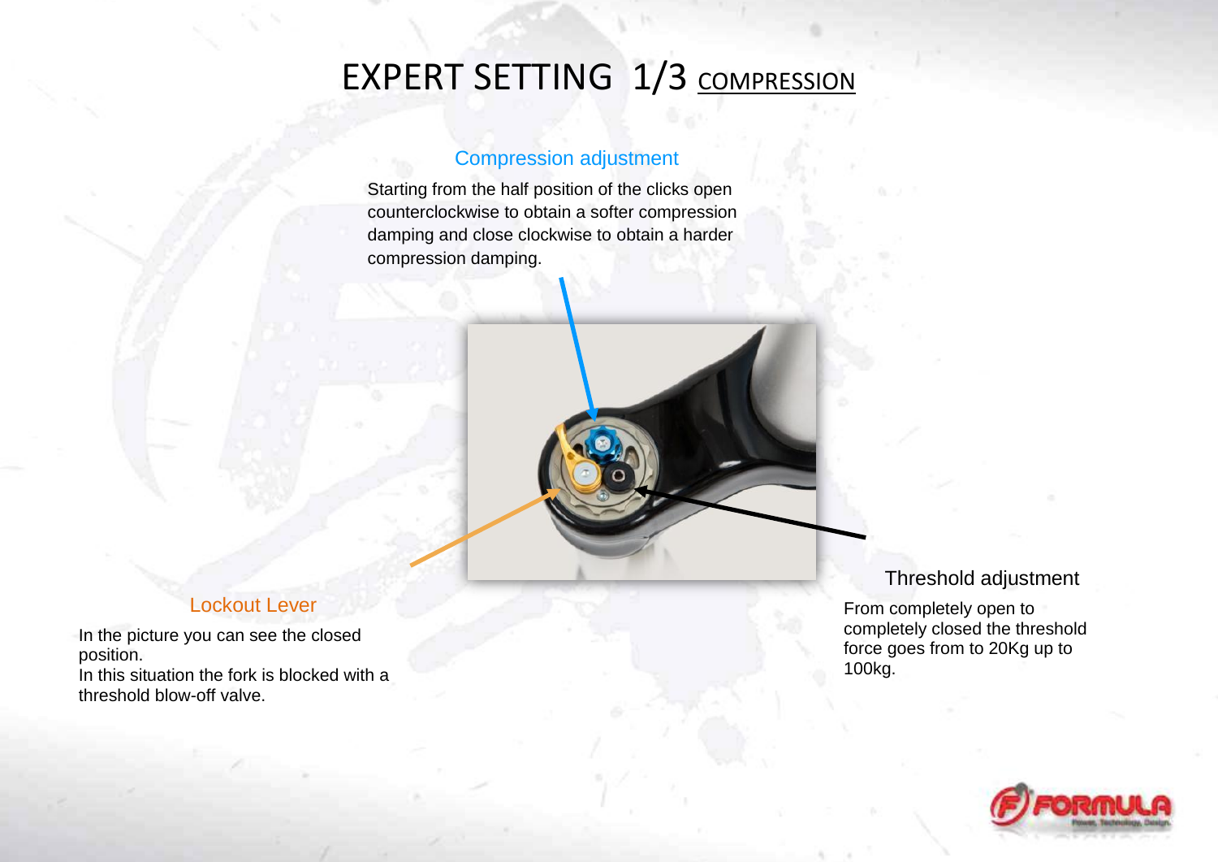# EXPERT SETTING 1/3 COMPRESSION

## Compression adjustment

Starting from the half position of the clicks open counterclockwise to obtain a softer compression damping and close clockwise to obtain a harder compression damping.

## Lockout Lever

In the picture you can see the closed position.
In this situation the fork is blocked with a threshold blow-off valve.

## Threshold adjustment

From completely open to completely closed the threshold force goes from to 20Kg up to 100kg.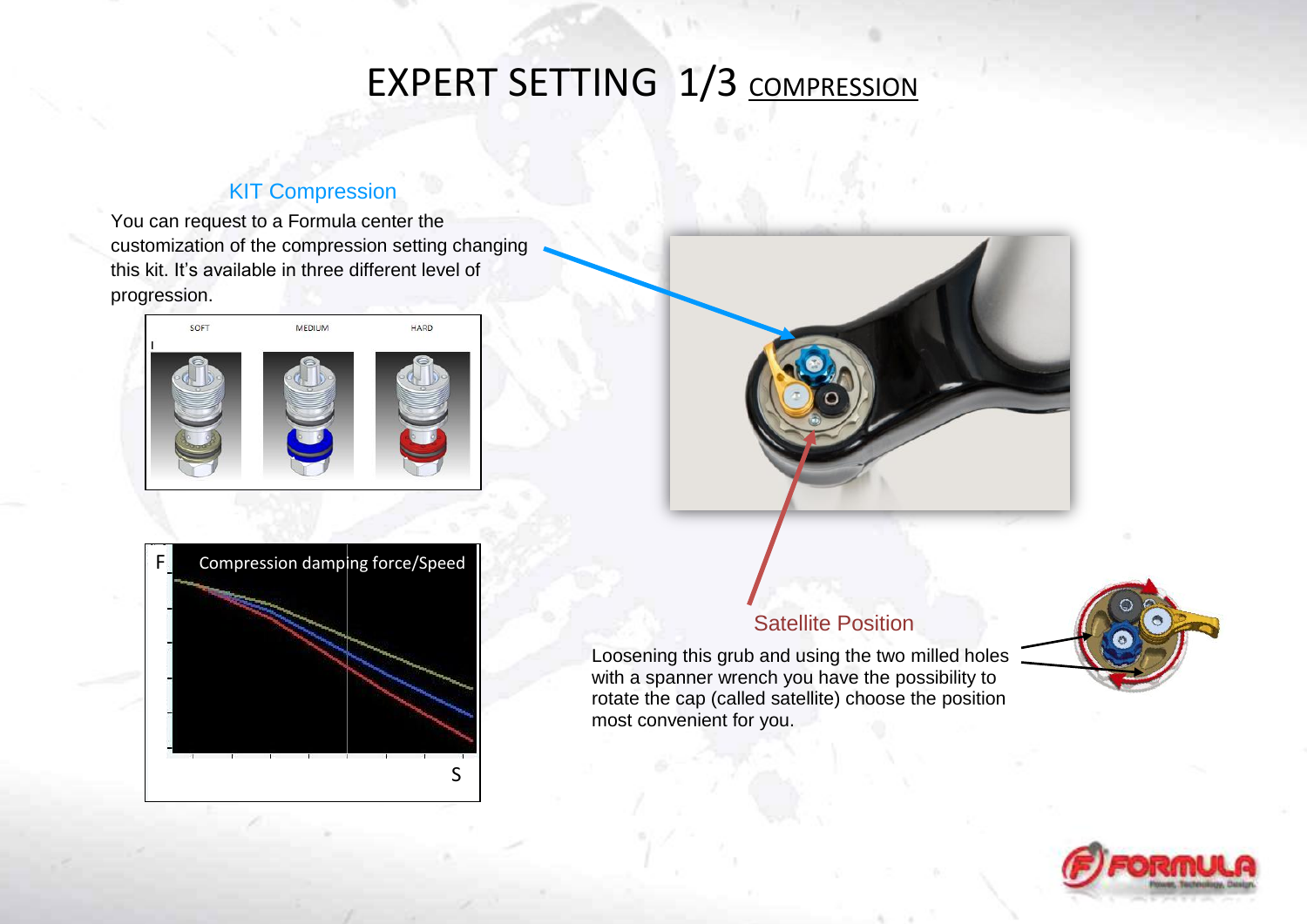# EXPERT SETTING 1/3 COMPRESSION

## KIT Compression

You can request to a Formula center the customization of the compression setting changing this kit. It's available in three different level of progression.

SOFT MEDIUM HARD

F Compression damping force/Speed

S

## Satellite Position

Loosening this grub and using the two milled holes with a spanner wrench you have the possibility to rotate the cap (called satellite) choose the position most convenient for you.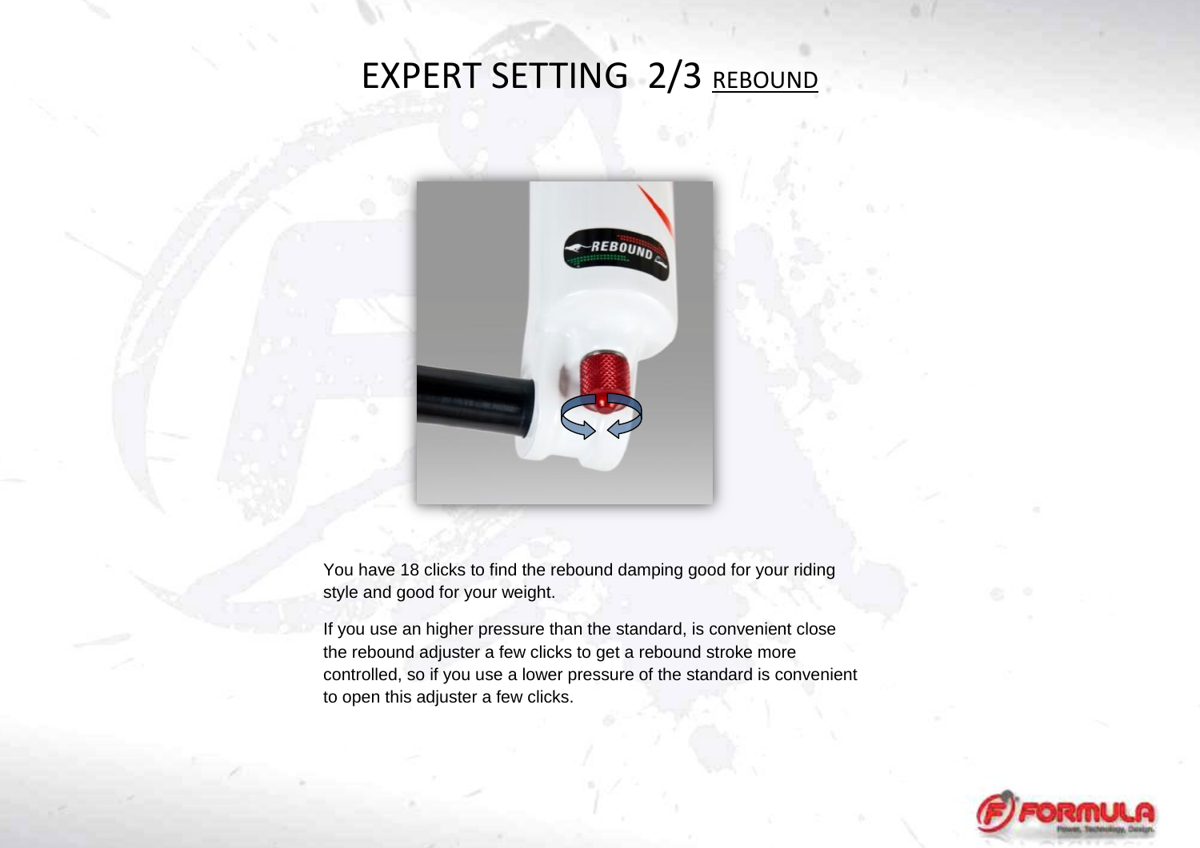# EXPERT SETTING 2/3 REBOUND

You have 18 clicks to find the rebound damping good for your riding style and good for your weight.

If you use an higher pressure than the standard, is convenient close the rebound adjuster a few clicks to get a rebound stroke more controlled, so if you use a lower pressure of the standard is convenient to open this adjuster a few clicks.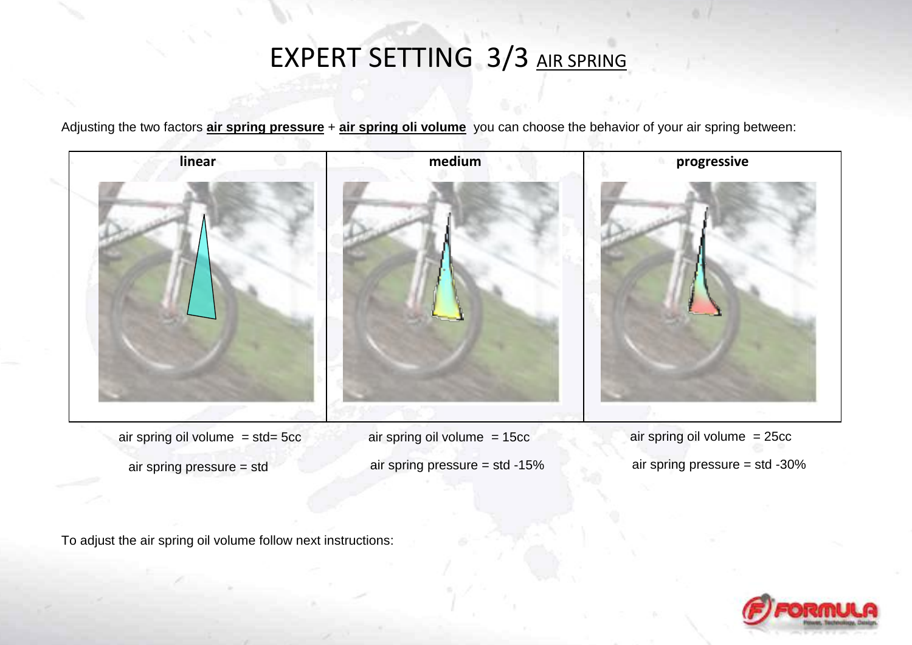# EXPERT SETTING 3/3 AIR SPRING

Adjusting the two factors **air spring pressure** + **air spring oli volume** you can choose the behavior of your air spring between:

| linear | medium | progressive |
| --- | --- | --- |
| air spring oil volume = std= 5cc | air spring oil volume = 15cc | air spring oil volume = 25cc |
| air spring pressure = std | air spring pressure = std -15% | air spring pressure = std -30% |

To adjust the air spring oil volume follow next instructions: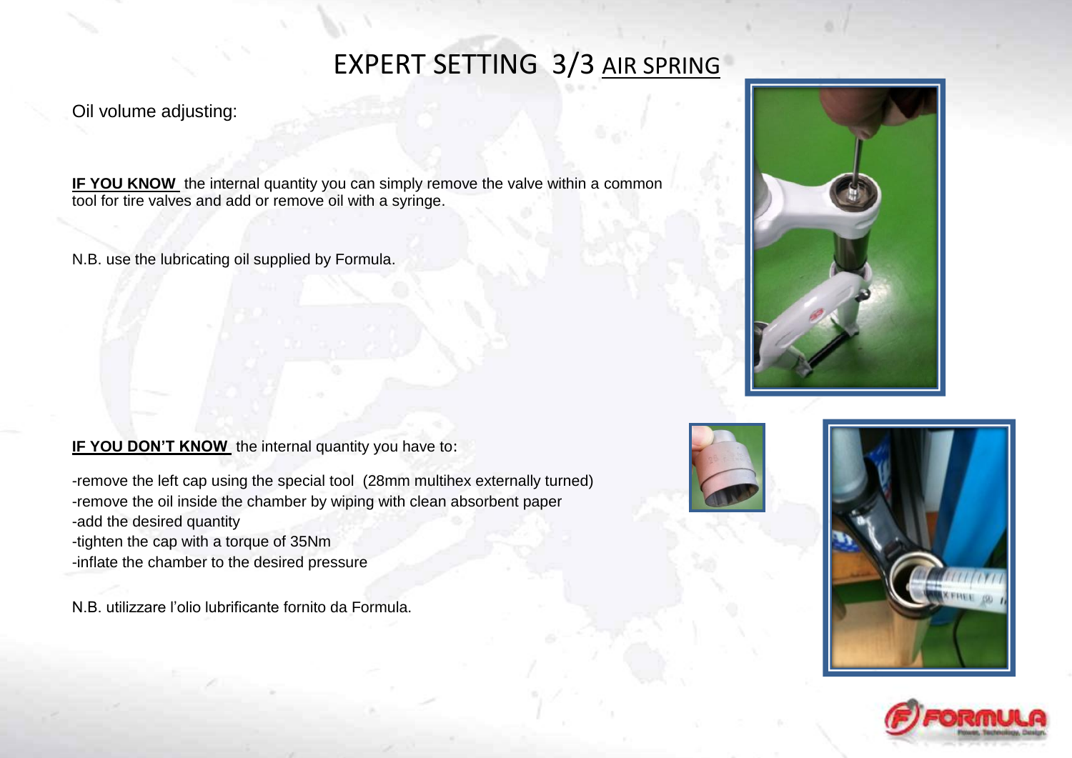# EXPERT SETTING 3/3 AIR SPRING

Oil volume adjusting:

**IF YOU KNOW** the internal quantity you can simply remove the valve within a common tool for tire valves and add or remove oil with a syringe.

N.B. use the lubricating oil supplied by Formula.

**IF YOU DON'T KNOW** the internal quantity you have to:

-remove the left cap using the special tool (28mm multihex externally turned)
-remove the oil inside the chamber by wiping with clean absorbent paper
-add the desired quantity
-tighten the cap with a torque of 35Nm
-inflate the chamber to the desired pressure

N.B. utilizzare l'olio lubrificante fornito da Formula.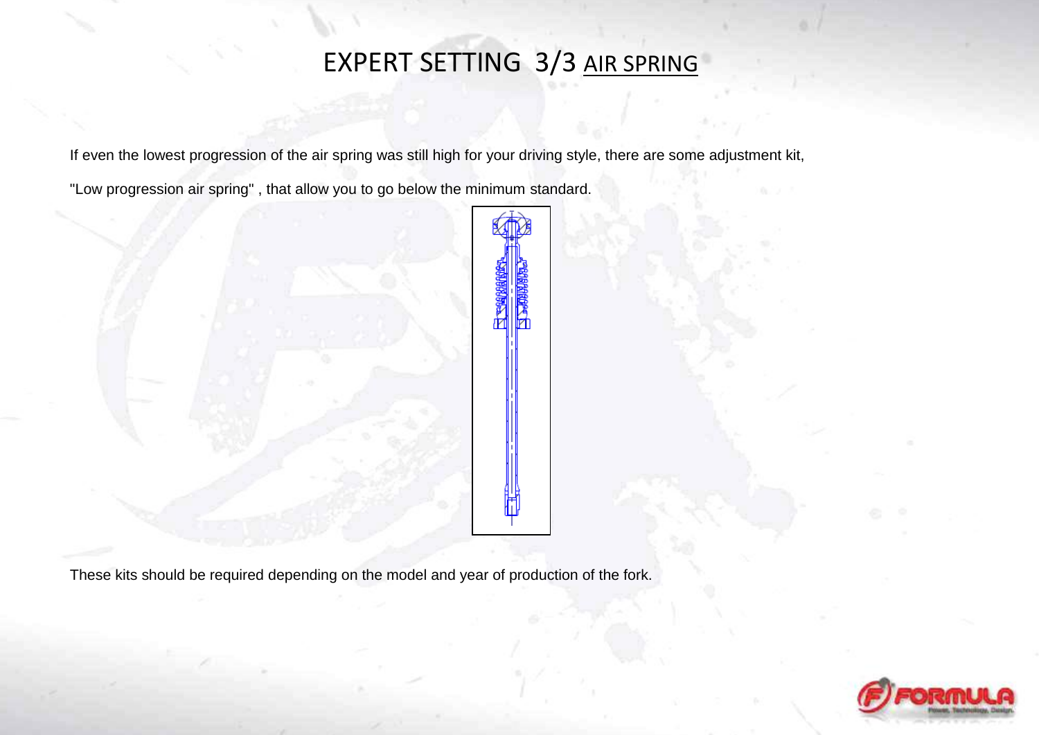# EXPERT SETTING 3/3 AIR SPRING

If even the lowest progression of the air spring was still high for your driving style, there are some adjustment kit,

"Low progression air spring" , that allow you to go below the minimum standard.

These kits should be required depending on the model and year of production of the fork.